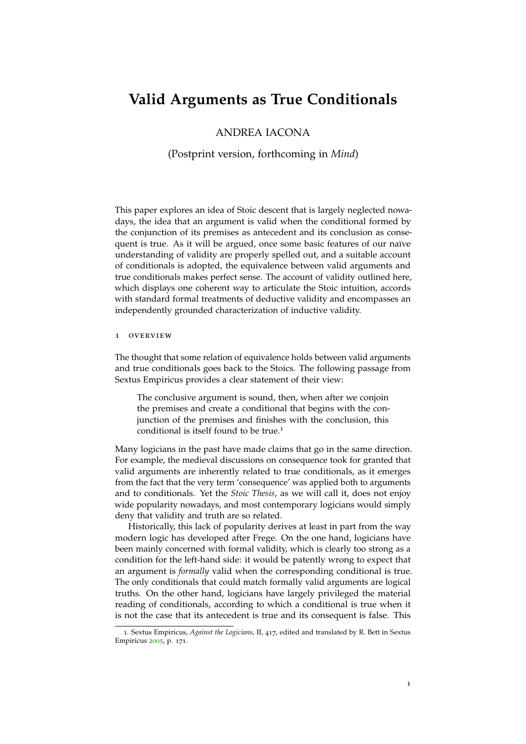# Valid Arguments as True Conditionals

ANDREA IACONA

(Postprint version, forthcoming in *Mind*)

This paper explores an idea of Stoic descent that is largely neglected nowadays, the idea that an argument is valid when the conditional formed by the conjunction of its premises as antecedent and its conclusion as consequent is true. As it will be argued, once some basic features of our naïve understanding of validity are properly spelled out, and a suitable account of conditionals is adopted, the equivalence between valid arguments and true conditionals makes perfect sense. The account of validity outlined here, which displays one coherent way to articulate the Stoic intuition, accords with standard formal treatments of deductive validity and encompasses an independently grounded characterization of inductive validity.

## 1 Overview

The thought that some relation of equivalence holds between valid arguments and true conditionals goes back to the Stoics. The following passage from Sextus Empiricus provides a clear statement of their view:

> The conclusive argument is sound, then, when after we conjoin the premises and create a conditional that begins with the conjunction of the premises and finishes with the conclusion, this conditional is itself found to be true.[1]

Many logicians in the past have made claims that go in the same direction. For example, the medieval discussions on consequence took for granted that valid arguments are inherently related to true conditionals, as it emerges from the fact that the very term 'consequence' was applied both to arguments and to conditionals. Yet the *Stoic Thesis*, as we will call it, does not enjoy wide popularity nowadays, and most contemporary logicians would simply deny that validity and truth are so related.

Historically, this lack of popularity derives at least in part from the way modern logic has developed after Frege. On the one hand, logicians have been mainly concerned with formal validity, which is clearly too strong as a condition for the left-hand side: it would be patently wrong to expect that an argument is *formally* valid when the corresponding conditional is true. The only conditionals that could match formally valid arguments are logical truths. On the other hand, logicians have largely privileged the material reading of conditionals, according to which a conditional is true when it is not the case that its antecedent is true and its consequent is false. This

[1] Sextus Empiricus, *Against the Logicians*, II, 417, edited and translated by R. Bett in Sextus Empiricus 2005, p. 171.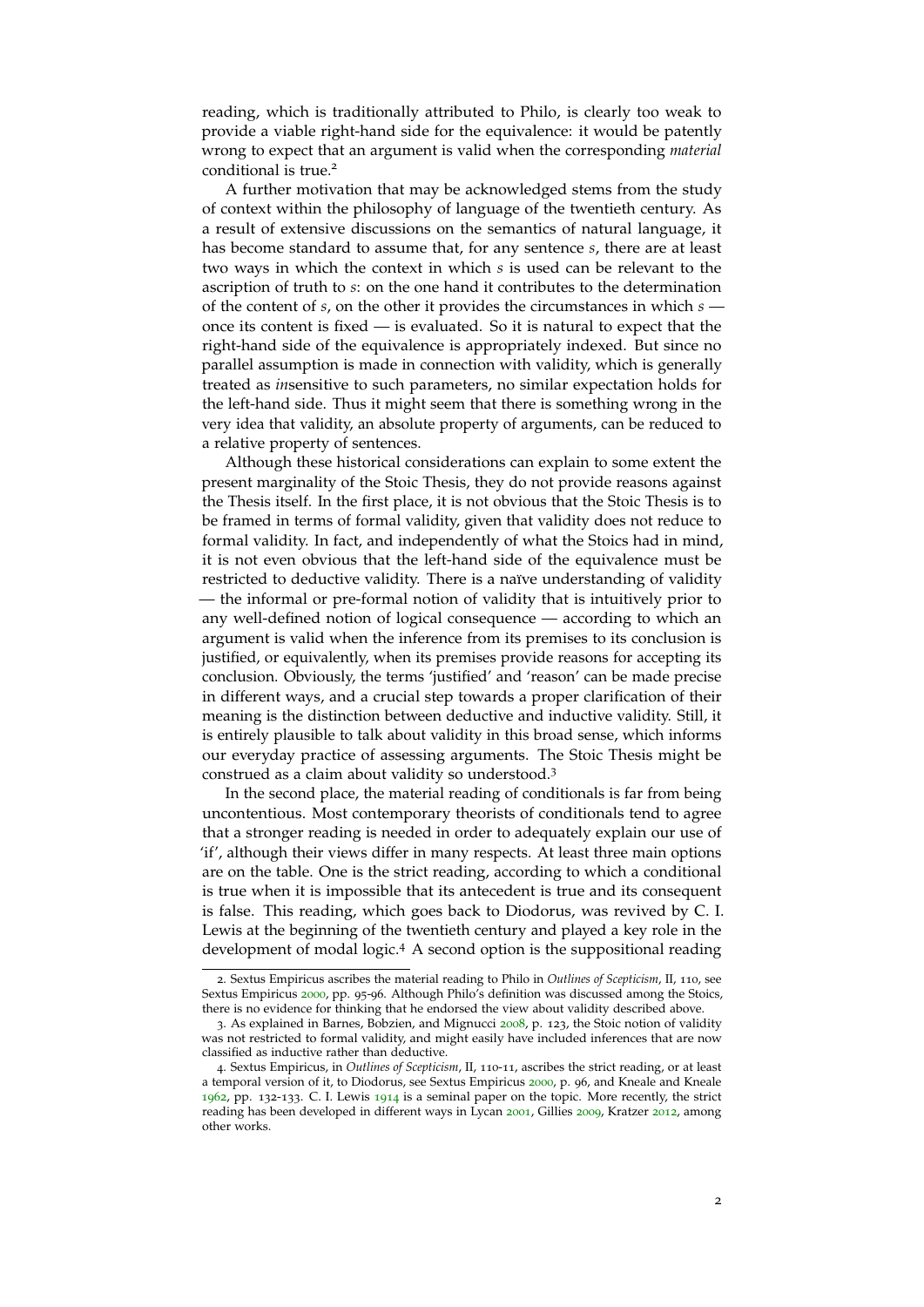reading, which is traditionally attributed to Philo, is clearly too weak to provide a viable right-hand side for the equivalence: it would be patently wrong to expect that an argument is valid when the corresponding *material* conditional is true.[2]

A further motivation that may be acknowledged stems from the study of context within the philosophy of language of the twentieth century. As a result of extensive discussions on the semantics of natural language, it has become standard to assume that, for any sentence *s*, there are at least two ways in which the context in which *s* is used can be relevant to the ascription of truth to *s*: on the one hand it contributes to the determination of the content of *s*, on the other it provides the circumstances in which *s* — once its content is fixed — is evaluated. So it is natural to expect that the right-hand side of the equivalence is appropriately indexed. But since no parallel assumption is made in connection with validity, which is generally treated as *in*sensitive to such parameters, no similar expectation holds for the left-hand side. Thus it might seem that there is something wrong in the very idea that validity, an absolute property of arguments, can be reduced to a relative property of sentences.

Although these historical considerations can explain to some extent the present marginality of the Stoic Thesis, they do not provide reasons against the Thesis itself. In the first place, it is not obvious that the Stoic Thesis is to be framed in terms of formal validity, given that validity does not reduce to formal validity. In fact, and independently of what the Stoics had in mind, it is not even obvious that the left-hand side of the equivalence must be restricted to deductive validity. There is a naïve understanding of validity — the informal or pre-formal notion of validity that is intuitively prior to any well-defined notion of logical consequence — according to which an argument is valid when the inference from its premises to its conclusion is justified, or equivalently, when its premises provide reasons for accepting its conclusion. Obviously, the terms 'justified' and 'reason' can be made precise in different ways, and a crucial step towards a proper clarification of their meaning is the distinction between deductive and inductive validity. Still, it is entirely plausible to talk about validity in this broad sense, which informs our everyday practice of assessing arguments. The Stoic Thesis might be construed as a claim about validity so understood.[3]

In the second place, the material reading of conditionals is far from being uncontentious. Most contemporary theorists of conditionals tend to agree that a stronger reading is needed in order to adequately explain our use of 'if', although their views differ in many respects. At least three main options are on the table. One is the strict reading, according to which a conditional is true when it is impossible that its antecedent is true and its consequent is false. This reading, which goes back to Diodorus, was revived by C. I. Lewis at the beginning of the twentieth century and played a key role in the development of modal logic.[4] A second option is the suppositional reading

---

2. Sextus Empiricus ascribes the material reading to Philo in *Outlines of Scepticism*, II, 110, see Sextus Empiricus 2000, pp. 95-96. Although Philo's definition was discussed among the Stoics, there is no evidence for thinking that he endorsed the view about validity described above.

3. As explained in Barnes, Bobzien, and Mignucci 2008, p. 123, the Stoic notion of validity was not restricted to formal validity, and might easily have included inferences that are now classified as inductive rather than deductive.

4. Sextus Empiricus, in *Outlines of Scepticism*, II, 110-11, ascribes the strict reading, or at least a temporal version of it, to Diodorus, see Sextus Empiricus 2000, p. 96, and Kneale and Kneale 1962, pp. 132-133. C. I. Lewis 1914 is a seminal paper on the topic. More recently, the strict reading has been developed in different ways in Lycan 2001, Gillies 2009, Kratzer 2012, among other works.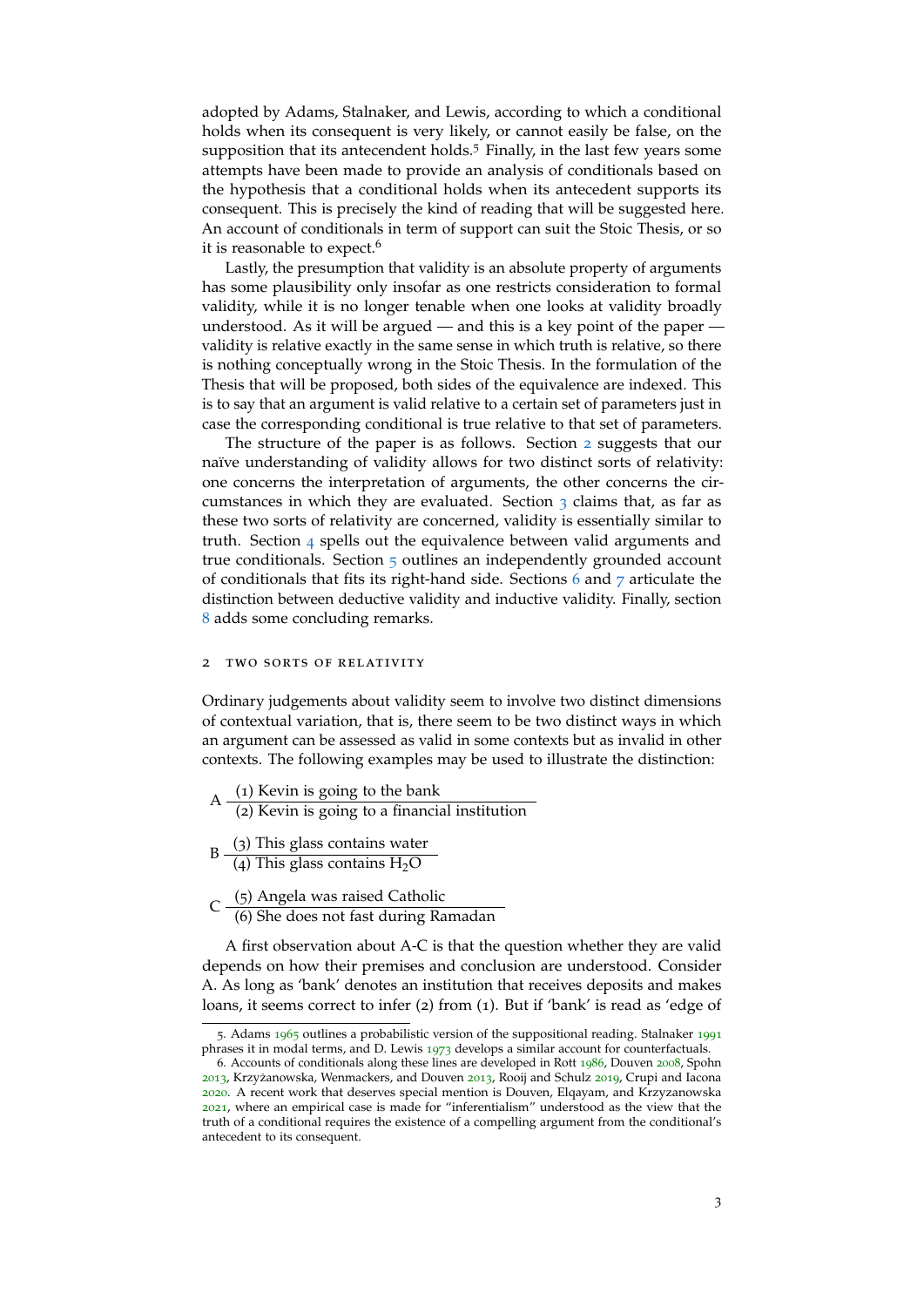adopted by Adams, Stalnaker, and Lewis, according to which a conditional holds when its consequent is very likely, or cannot easily be false, on the supposition that its antecedent holds.[5] Finally, in the last few years some attempts have been made to provide an analysis of conditionals based on the hypothesis that a conditional holds when its antecedent supports its consequent. This is precisely the kind of reading that will be suggested here. An account of conditionals in term of support can suit the Stoic Thesis, or so it is reasonable to expect.[6]

Lastly, the presumption that validity is an absolute property of arguments has some plausibility only insofar as one restricts consideration to formal validity, while it is no longer tenable when one looks at validity broadly understood. As it will be argued — and this is a key point of the paper — validity is relative exactly in the same sense in which truth is relative, so there is nothing conceptually wrong in the Stoic Thesis. In the formulation of the Thesis that will be proposed, both sides of the equivalence are indexed. This is to say that an argument is valid relative to a certain set of parameters just in case the corresponding conditional is true relative to that set of parameters.

The structure of the paper is as follows. Section 2 suggests that our naïve understanding of validity allows for two distinct sorts of relativity: one concerns the interpretation of arguments, the other concerns the circumstances in which they are evaluated. Section 3 claims that, as far as these two sorts of relativity are concerned, validity is essentially similar to truth. Section 4 spells out the equivalence between valid arguments and true conditionals. Section 5 outlines an independently grounded account of conditionals that fits its right-hand side. Sections 6 and 7 articulate the distinction between deductive validity and inductive validity. Finally, section 8 adds some concluding remarks.

## 2 Two sorts of relativity

Ordinary judgements about validity seem to involve two distinct dimensions of contextual variation, that is, there seem to be two distinct ways in which an argument can be assessed as valid in some contexts but as invalid in other contexts. The following examples may be used to illustrate the distinction:

A
(1) Kevin is going to the bank
―――――――――――――――――
(2) Kevin is going to a financial institution

B
(3) This glass contains water
―――――――――――――――――
(4) This glass contains $H_2O$

C
(5) Angela was raised Catholic
―――――――――――――――――
(6) She does not fast during Ramadan

A first observation about A-C is that the question whether they are valid depends on how their premises and conclusion are understood. Consider A. As long as 'bank' denotes an institution that receives deposits and makes loans, it seems correct to infer (2) from (1). But if 'bank' is read as 'edge of

---

5. Adams 1965 outlines a probabilistic version of the suppositional reading. Stalnaker 1991 phrases it in modal terms, and D. Lewis 1973 develops a similar account for counterfactuals.

6. Accounts of conditionals along these lines are developed in Rott 1986, Douven 2008, Spohn 2013, Krzyżanowska, Wenmackers, and Douven 2013, Rooij and Schulz 2019, Crupi and Iacona 2020. A recent work that deserves special mention is Douven, Elqayam, and Krzyzanowska 2021, where an empirical case is made for "inferentialism" understood as the view that the truth of a conditional requires the existence of a compelling argument from the conditional's antecedent to its consequent.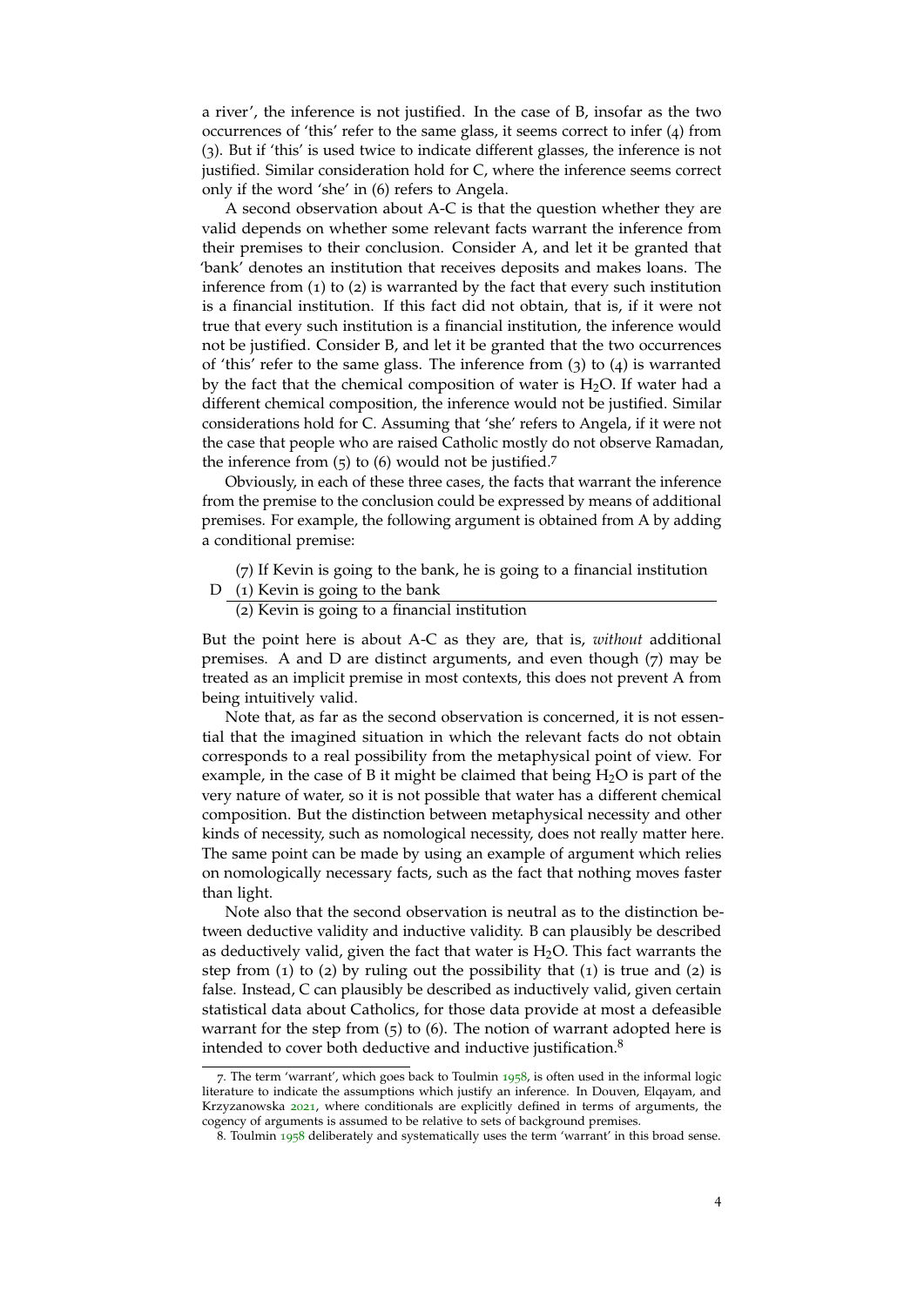a river', the inference is not justified. In the case of B, insofar as the two occurrences of 'this' refer to the same glass, it seems correct to infer (4) from (3). But if 'this' is used twice to indicate different glasses, the inference is not justified. Similar consideration hold for C, where the inference seems correct only if the word 'she' in (6) refers to Angela.

A second observation about A-C is that the question whether they are valid depends on whether some relevant facts warrant the inference from their premises to their conclusion. Consider A, and let it be granted that 'bank' denotes an institution that receives deposits and makes loans. The inference from (1) to (2) is warranted by the fact that every such institution is a financial institution. If this fact did not obtain, that is, if it were not true that every such institution is a financial institution, the inference would not be justified. Consider B, and let it be granted that the two occurrences of 'this' refer to the same glass. The inference from (3) to (4) is warranted by the fact that the chemical composition of water is $H_2O$. If water had a different chemical composition, the inference would not be justified. Similar considerations hold for C. Assuming that 'she' refers to Angela, if it were not the case that people who are raised Catholic mostly do not observe Ramadan, the inference from (5) to (6) would not be justified.[7]

Obviously, in each of these three cases, the facts that warrant the inference from the premise to the conclusion could be expressed by means of additional premises. For example, the following argument is obtained from A by adding a conditional premise:

D
(7) If Kevin is going to the bank, he is going to a financial institution
(1) Kevin is going to the bank
―――――――――――――――――――――――――――――
(2) Kevin is going to a financial institution

But the point here is about A-C as they are, that is, *without* additional premises. A and D are distinct arguments, and even though (7) may be treated as an implicit premise in most contexts, this does not prevent A from being intuitively valid.

Note that, as far as the second observation is concerned, it is not essential that the imagined situation in which the relevant facts do not obtain corresponds to a real possibility from the metaphysical point of view. For example, in the case of B it might be claimed that being $H_2O$ is part of the very nature of water, so it is not possible that water has a different chemical composition. But the distinction between metaphysical necessity and other kinds of necessity, such as nomological necessity, does not really matter here. The same point can be made by using an example of argument which relies on nomologically necessary facts, such as the fact that nothing moves faster than light.

Note also that the second observation is neutral as to the distinction between deductive validity and inductive validity. B can plausibly be described as deductively valid, given the fact that water is $H_2O$. This fact warrants the step from (1) to (2) by ruling out the possibility that (1) is true and (2) is false. Instead, C can plausibly be described as inductively valid, given certain statistical data about Catholics, for those data provide at most a defeasible warrant for the step from (5) to (6). The notion of warrant adopted here is intended to cover both deductive and inductive justification.[8]

7. The term 'warrant', which goes back to Toulmin 1958, is often used in the informal logic literature to indicate the assumptions which justify an inference. In Douven, Elqayam, and Krzyzanowska 2021, where conditionals are explicitly defined in terms of arguments, the cogency of arguments is assumed to be relative to sets of background premises.

8. Toulmin 1958 deliberately and systematically uses the term 'warrant' in this broad sense.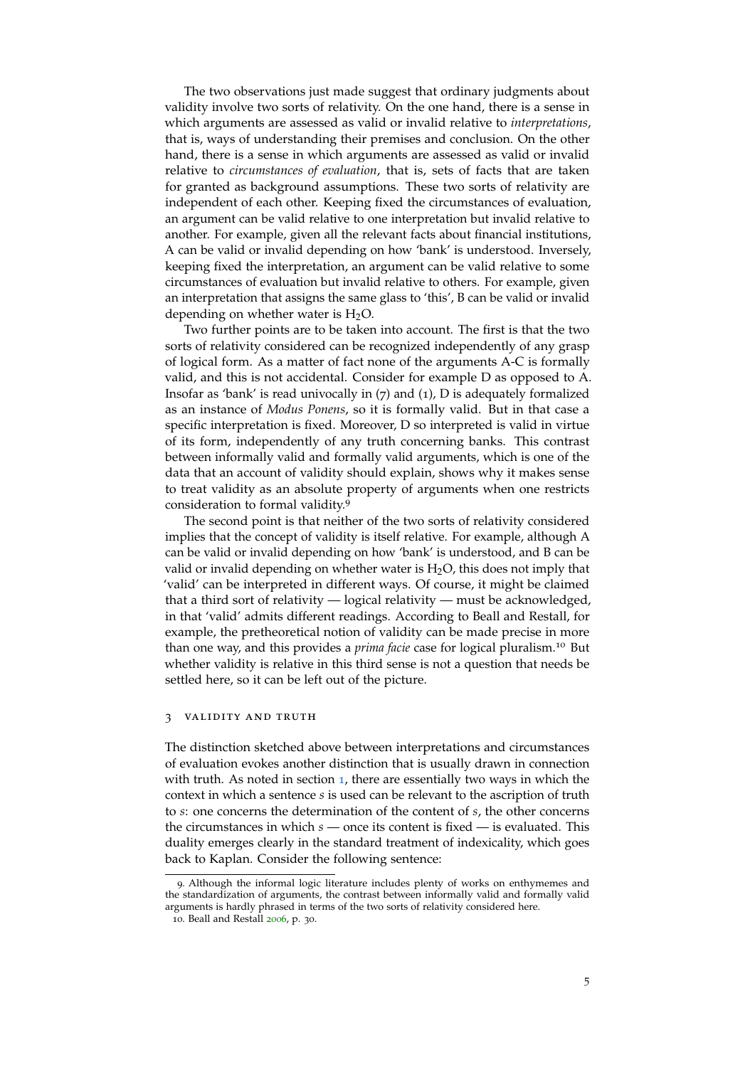The two observations just made suggest that ordinary judgments about validity involve two sorts of relativity. On the one hand, there is a sense in which arguments are assessed as valid or invalid relative to *interpretations*, that is, ways of understanding their premises and conclusion. On the other hand, there is a sense in which arguments are assessed as valid or invalid relative to *circumstances of evaluation*, that is, sets of facts that are taken for granted as background assumptions. These two sorts of relativity are independent of each other. Keeping fixed the circumstances of evaluation, an argument can be valid relative to one interpretation but invalid relative to another. For example, given all the relevant facts about financial institutions, A can be valid or invalid depending on how 'bank' is understood. Inversely, keeping fixed the interpretation, an argument can be valid relative to some circumstances of evaluation but invalid relative to others. For example, given an interpretation that assigns the same glass to 'this', B can be valid or invalid depending on whether water is $H_2O$.

Two further points are to be taken into account. The first is that the two sorts of relativity considered can be recognized independently of any grasp of logical form. As a matter of fact none of the arguments A-C is formally valid, and this is not accidental. Consider for example D as opposed to A. Insofar as 'bank' is read univocally in (7) and (1), D is adequately formalized as an instance of *Modus Ponens*, so it is formally valid. But in that case a specific interpretation is fixed. Moreover, D so interpreted is valid in virtue of its form, independently of any truth concerning banks. This contrast between informally valid and formally valid arguments, which is one of the data that an account of validity should explain, shows why it makes sense to treat validity as an absolute property of arguments when one restricts consideration to formal validity.[9]

The second point is that neither of the two sorts of relativity considered implies that the concept of validity is itself relative. For example, although A can be valid or invalid depending on how 'bank' is understood, and B can be valid or invalid depending on whether water is $H_2O$, this does not imply that 'valid' can be interpreted in different ways. Of course, it might be claimed that a third sort of relativity — logical relativity — must be acknowledged, in that 'valid' admits different readings. According to Beall and Restall, for example, the pretheoretical notion of validity can be made precise in more than one way, and this provides a *prima facie* case for logical pluralism.[10] But whether validity is relative in this third sense is not a question that needs be settled here, so it can be left out of the picture.

## 3 Validity and Truth

The distinction sketched above between interpretations and circumstances of evaluation evokes another distinction that is usually drawn in connection with truth. As noted in section 1, there are essentially two ways in which the context in which a sentence *s* is used can be relevant to the ascription of truth to *s*: one concerns the determination of the content of *s*, the other concerns the circumstances in which *s* — once its content is fixed — is evaluated. This duality emerges clearly in the standard treatment of indexicality, which goes back to Kaplan. Consider the following sentence:

---

9. Although the informal logic literature includes plenty of works on enthymemes and the standardization of arguments, the contrast between informally valid and formally valid arguments is hardly phrased in terms of the two sorts of relativity considered here.

10. Beall and Restall 2006, p. 30.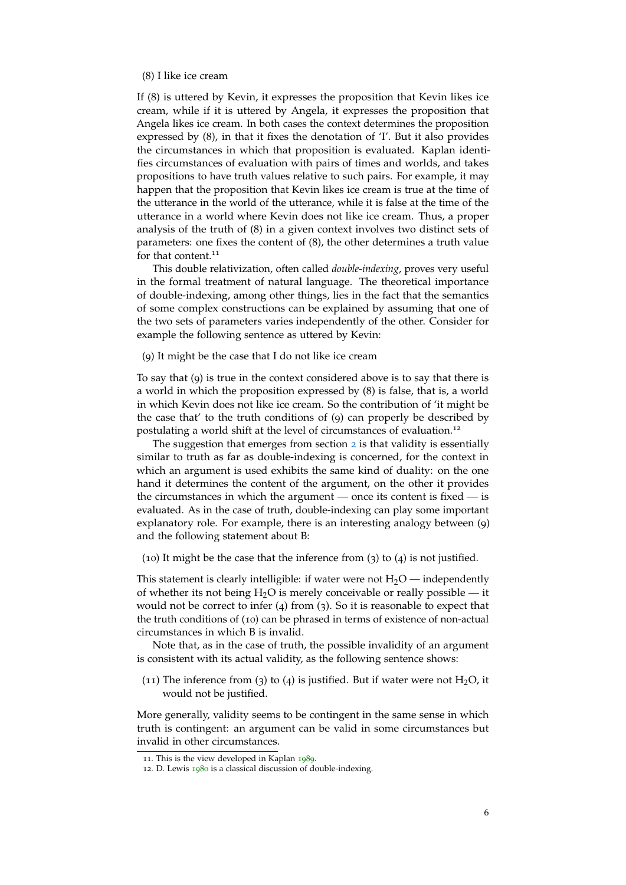(8) I like ice cream

If (8) is uttered by Kevin, it expresses the proposition that Kevin likes ice cream, while if it is uttered by Angela, it expresses the proposition that Angela likes ice cream. In both cases the context determines the proposition expressed by (8), in that it fixes the denotation of 'I'. But it also provides the circumstances in which that proposition is evaluated. Kaplan identifies circumstances of evaluation with pairs of times and worlds, and takes propositions to have truth values relative to such pairs. For example, it may happen that the proposition that Kevin likes ice cream is true at the time of the utterance in the world of the utterance, while it is false at the time of the utterance in a world where Kevin does not like ice cream. Thus, a proper analysis of the truth of (8) in a given context involves two distinct sets of parameters: one fixes the content of (8), the other determines a truth value for that content.[11]

This double relativization, often called *double-indexing*, proves very useful in the formal treatment of natural language. The theoretical importance of double-indexing, among other things, lies in the fact that the semantics of some complex constructions can be explained by assuming that one of the two sets of parameters varies independently of the other. Consider for example the following sentence as uttered by Kevin:

(9) It might be the case that I do not like ice cream

To say that (9) is true in the context considered above is to say that there is a world in which the proposition expressed by (8) is false, that is, a world in which Kevin does not like ice cream. So the contribution of 'it might be the case that' to the truth conditions of (9) can properly be described by postulating a world shift at the level of circumstances of evaluation.[12]

The suggestion that emerges from section 2 is that validity is essentially similar to truth as far as double-indexing is concerned, for the context in which an argument is used exhibits the same kind of duality: on the one hand it determines the content of the argument, on the other it provides the circumstances in which the argument — once its content is fixed — is evaluated. As in the case of truth, double-indexing can play some important explanatory role. For example, there is an interesting analogy between (9) and the following statement about B:

(10) It might be the case that the inference from (3) to (4) is not justified.

This statement is clearly intelligible: if water were not $H_2O$ — independently of whether its not being $H_2O$ is merely conceivable or really possible — it would not be correct to infer (4) from (3). So it is reasonable to expect that the truth conditions of (10) can be phrased in terms of existence of non-actual circumstances in which B is invalid.

Note that, as in the case of truth, the possible invalidity of an argument is consistent with its actual validity, as the following sentence shows:

(11) The inference from (3) to (4) is justified. But if water were not $H_2O$, it would not be justified.

More generally, validity seems to be contingent in the same sense in which truth is contingent: an argument can be valid in some circumstances but invalid in other circumstances.

11. This is the view developed in Kaplan 1989.

12. D. Lewis 1980 is a classical discussion of double-indexing.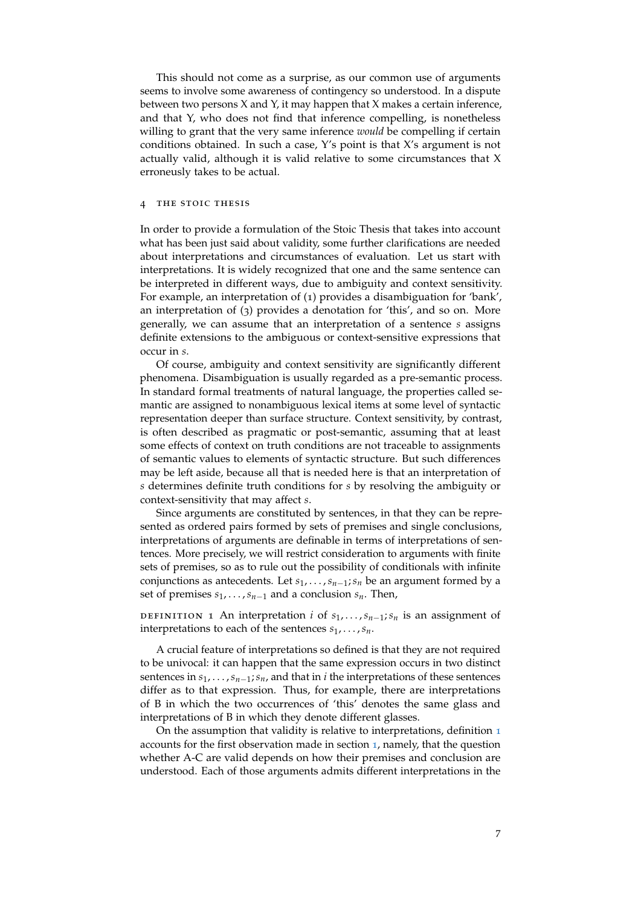This should not come as a surprise, as our common use of arguments seems to involve some awareness of contingency so understood. In a dispute between two persons X and Y, it may happen that X makes a certain inference, and that Y, who does not find that inference compelling, is nonetheless willing to grant that the very same inference *would* be compelling if certain conditions obtained. In such a case, Y's point is that X's argument is not actually valid, although it is valid relative to some circumstances that X erroneously takes to be actual.

## 4 THE STOIC THESIS

In order to provide a formulation of the Stoic Thesis that takes into account what has been just said about validity, some further clarifications are needed about interpretations and circumstances of evaluation. Let us start with interpretations. It is widely recognized that one and the same sentence can be interpreted in different ways, due to ambiguity and context sensitivity. For example, an interpretation of (1) provides a disambiguation for 'bank', an interpretation of (3) provides a denotation for 'this', and so on. More generally, we can assume that an interpretation of a sentence $s$ assigns definite extensions to the ambiguous or context-sensitive expressions that occur in $s$.

Of course, ambiguity and context sensitivity are significantly different phenomena. Disambiguation is usually regarded as a pre-semantic process. In standard formal treatments of natural language, the properties called semantic are assigned to nonambiguous lexical items at some level of syntactic representation deeper than surface structure. Context sensitivity, by contrast, is often described as pragmatic or post-semantic, assuming that at least some effects of context on truth conditions are not traceable to assignments of semantic values to elements of syntactic structure. But such differences may be left aside, because all that is needed here is that an interpretation of $s$ determines definite truth conditions for $s$ by resolving the ambiguity or context-sensitivity that may affect $s$.

Since arguments are constituted by sentences, in that they can be represented as ordered pairs formed by sets of premises and single conclusions, interpretations of arguments are definable in terms of interpretations of sentences. More precisely, we will restrict consideration to arguments with finite sets of premises, so as to rule out the possibility of conditionals with infinite conjunctions as antecedents. Let $s_1, \ldots, s_{n-1}; s_n$ be an argument formed by a set of premises $s_1, \ldots, s_{n-1}$ and a conclusion $s_n$. Then,

DEFINITION 1 An interpretation $i$ of $s_1, \ldots, s_{n-1}; s_n$ is an assignment of interpretations to each of the sentences $s_1, \ldots, s_n$.

A crucial feature of interpretations so defined is that they are not required to be univocal: it can happen that the same expression occurs in two distinct sentences in $s_1, \ldots, s_{n-1}; s_n$, and that in $i$ the interpretations of these sentences differ as to that expression. Thus, for example, there are interpretations of B in which the two occurrences of 'this' denotes the same glass and interpretations of B in which they denote different glasses.

On the assumption that validity is relative to interpretations, definition 1 accounts for the first observation made in section 1, namely, that the question whether A-C are valid depends on how their premises and conclusion are understood. Each of those arguments admits different interpretations in the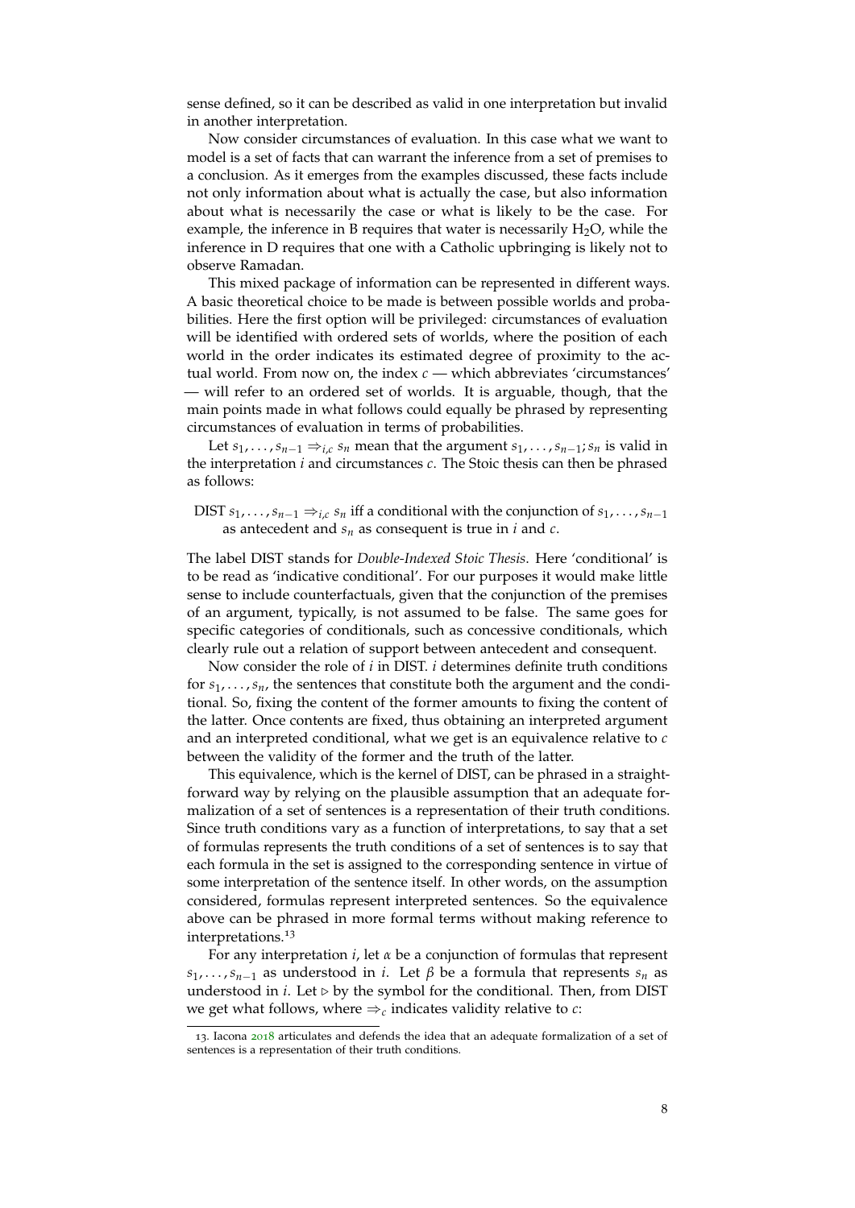sense defined, so it can be described as valid in one interpretation but invalid in another interpretation.

Now consider circumstances of evaluation. In this case what we want to model is a set of facts that can warrant the inference from a set of premises to a conclusion. As it emerges from the examples discussed, these facts include not only information about what is actually the case, but also information about what is necessarily the case or what is likely to be the case. For example, the inference in B requires that water is necessarily $H_2O$, while the inference in D requires that one with a Catholic upbringing is likely not to observe Ramadan.

This mixed package of information can be represented in different ways. A basic theoretical choice to be made is between possible worlds and probabilities. Here the first option will be privileged: circumstances of evaluation will be identified with ordered sets of worlds, where the position of each world in the order indicates its estimated degree of proximity to the actual world. From now on, the index $c$ — which abbreviates 'circumstances' — will refer to an ordered set of worlds. It is arguable, though, that the main points made in what follows could equally be phrased by representing circumstances of evaluation in terms of probabilities.

Let $s_1, \ldots, s_{n-1} \Rightarrow_{i,c} s_n$ mean that the argument $s_1, \ldots, s_{n-1}; s_n$ is valid in the interpretation $i$ and circumstances $c$. The Stoic thesis can then be phrased as follows:

DIST $s_1, \ldots, s_{n-1} \Rightarrow_{i,c} s_n$ iff a conditional with the conjunction of $s_1, \ldots, s_{n-1}$ as antecedent and $s_n$ as consequent is true in $i$ and $c$.

The label DIST stands for *Double-Indexed Stoic Thesis*. Here 'conditional' is to be read as 'indicative conditional'. For our purposes it would make little sense to include counterfactuals, given that the conjunction of the premises of an argument, typically, is not assumed to be false. The same goes for specific categories of conditionals, such as concessive conditionals, which clearly rule out a relation of support between antecedent and consequent.

Now consider the role of $i$ in DIST. $i$ determines definite truth conditions for $s_1, \ldots, s_n$, the sentences that constitute both the argument and the conditional. So, fixing the content of the former amounts to fixing the content of the latter. Once contents are fixed, thus obtaining an interpreted argument and an interpreted conditional, what we get is an equivalence relative to $c$ between the validity of the former and the truth of the latter.

This equivalence, which is the kernel of DIST, can be phrased in a straightforward way by relying on the plausible assumption that an adequate formalization of a set of sentences is a representation of their truth conditions. Since truth conditions vary as a function of interpretations, to say that a set of formulas represents the truth conditions of a set of sentences is to say that each formula in the set is assigned to the corresponding sentence in virtue of some interpretation of the sentence itself. In other words, on the assumption considered, formulas represent interpreted sentences. So the equivalence above can be phrased in more formal terms without making reference to interpretations.[13]

For any interpretation $i$, let $\alpha$ be a conjunction of formulas that represent $s_1, \ldots, s_{n-1}$ as understood in $i$. Let $\beta$ be a formula that represents $s_n$ as understood in $i$. Let $\triangleright$ by the symbol for the conditional. Then, from DIST we get what follows, where $\Rightarrow_c$ indicates validity relative to $c$:

13. Iacona 2018 articulates and defends the idea that an adequate formalization of a set of sentences is a representation of their truth conditions.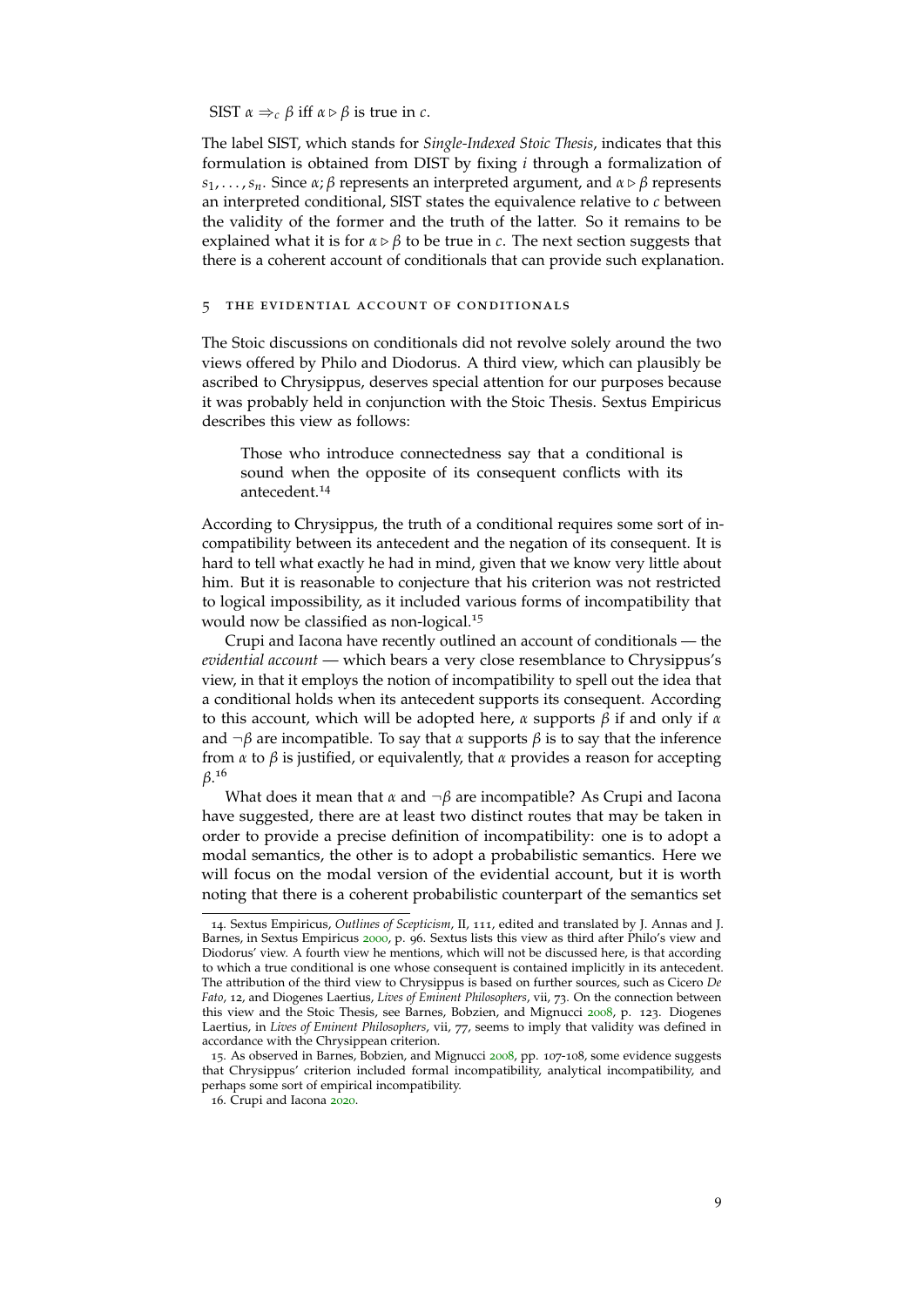SIST $\alpha \Rightarrow_c \beta$ iff $\alpha \triangleright \beta$ is true in $c$.

The label SIST, which stands for *Single-Indexed Stoic Thesis*, indicates that this formulation is obtained from DIST by fixing $i$ through a formalization of $s_1, \ldots, s_n$. Since $\alpha; \beta$ represents an interpreted argument, and $\alpha \triangleright \beta$ represents an interpreted conditional, SIST states the equivalence relative to $c$ between the validity of the former and the truth of the latter. So it remains to be explained what it is for $\alpha \triangleright \beta$ to be true in $c$. The next section suggests that there is a coherent account of conditionals that can provide such explanation.

## 5 THE EVIDENTIAL ACCOUNT OF CONDITIONALS

The Stoic discussions on conditionals did not revolve solely around the two views offered by Philo and Diodorus. A third view, which can plausibly be ascribed to Chrysippus, deserves special attention for our purposes because it was probably held in conjunction with the Stoic Thesis. Sextus Empiricus describes this view as follows:

> Those who introduce connectedness say that a conditional is sound when the opposite of its consequent conflicts with its antecedent.[14]

According to Chrysippus, the truth of a conditional requires some sort of incompatibility between its antecedent and the negation of its consequent. It is hard to tell what exactly he had in mind, given that we know very little about him. But it is reasonable to conjecture that his criterion was not restricted to logical impossibility, as it included various forms of incompatibility that would now be classified as non-logical.[15]

Crupi and Iacona have recently outlined an account of conditionals — the *evidential account* — which bears a very close resemblance to Chrysippus's view, in that it employs the notion of incompatibility to spell out the idea that a conditional holds when its antecedent supports its consequent. According to this account, which will be adopted here, $\alpha$ supports $\beta$ if and only if $\alpha$ and $\neg\beta$ are incompatible. To say that $\alpha$ supports $\beta$ is to say that the inference from $\alpha$ to $\beta$ is justified, or equivalently, that $\alpha$ provides a reason for accepting $\beta$.[16]

What does it mean that $\alpha$ and $\neg\beta$ are incompatible? As Crupi and Iacona have suggested, there are at least two distinct routes that may be taken in order to provide a precise definition of incompatibility: one is to adopt a modal semantics, the other is to adopt a probabilistic semantics. Here we will focus on the modal version of the evidential account, but it is worth noting that there is a coherent probabilistic counterpart of the semantics set

---

14. Sextus Empiricus, *Outlines of Scepticism*, II, 111, edited and translated by J. Annas and J. Barnes, in Sextus Empiricus 2000, p. 96. Sextus lists this view as third after Philo's view and Diodorus' view. A fourth view he mentions, which will not be discussed here, is that according to which a true conditional is one whose consequent is contained implicitly in its antecedent. The attribution of the third view to Chrysippus is based on further sources, such as Cicero *De Fato*, 12, and Diogenes Laertius, *Lives of Eminent Philosophers*, vii, 73. On the connection between this view and the Stoic Thesis, see Barnes, Bobzien, and Mignucci 2008, p. 123. Diogenes Laertius, in *Lives of Eminent Philosophers*, vii, 77, seems to imply that validity was defined in accordance with the Chrysippean criterion.

15. As observed in Barnes, Bobzien, and Mignucci 2008, pp. 107-108, some evidence suggests that Chrysippus' criterion included formal incompatibility, analytical incompatibility, and perhaps some sort of empirical incompatibility.

16. Crupi and Iacona 2020.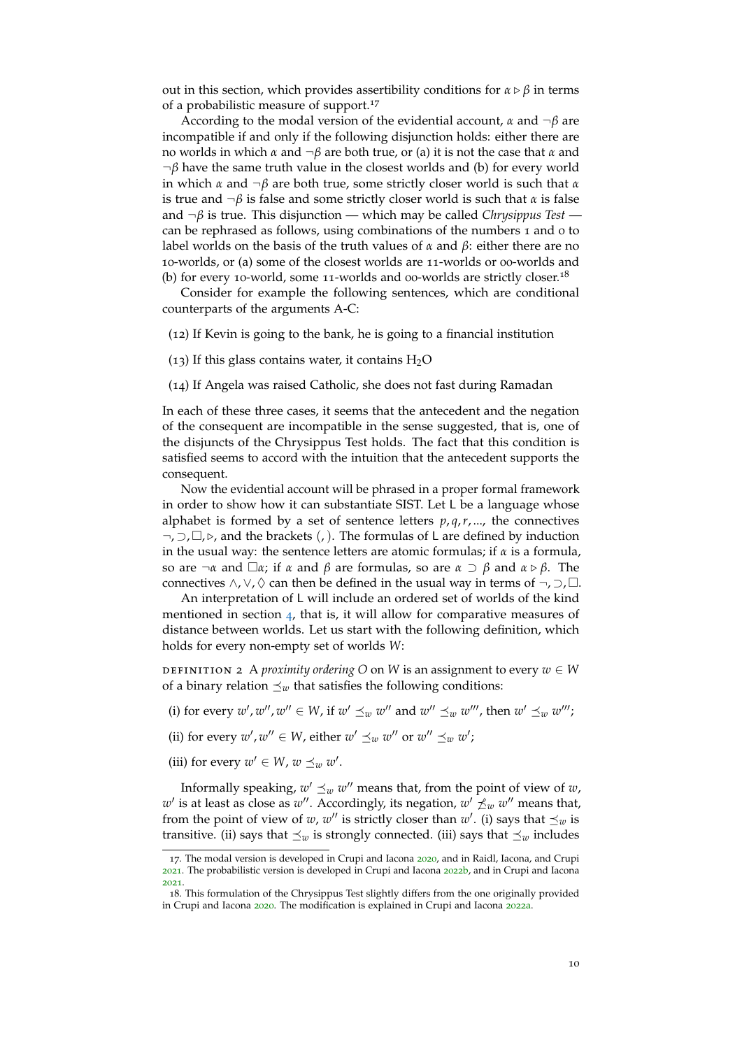out in this section, which provides assertibility conditions for $\alpha \triangleright \beta$ in terms of a probabilistic measure of support.[17]

According to the modal version of the evidential account, $\alpha$ and $\neg\beta$ are incompatible if and only if the following disjunction holds: either there are no worlds in which $\alpha$ and $\neg\beta$ are both true, or (a) it is not the case that $\alpha$ and $\neg\beta$ have the same truth value in the closest worlds and (b) for every world in which $\alpha$ and $\neg\beta$ are both true, some strictly closer world is such that $\alpha$ is true and $\neg\beta$ is false and some strictly closer world is such that $\alpha$ is false and $\neg\beta$ is true. This disjunction — which may be called *Chrysippus Test* — can be rephrased as follows, using combinations of the numbers 1 and 0 to label worlds on the basis of the truth values of $\alpha$ and $\beta$: either there are no 10-worlds, or (a) some of the closest worlds are 11-worlds or 00-worlds and (b) for every 10-world, some 11-worlds and 00-worlds are strictly closer.[18]

Consider for example the following sentences, which are conditional counterparts of the arguments A-C:

(12) If Kevin is going to the bank, he is going to a financial institution

(13) If this glass contains water, it contains $H_2O$

(14) If Angela was raised Catholic, she does not fast during Ramadan

In each of these three cases, it seems that the antecedent and the negation of the consequent are incompatible in the sense suggested, that is, one of the disjuncts of the Chrysippus Test holds. The fact that this condition is satisfied seems to accord with the intuition that the antecedent supports the consequent.

Now the evidential account will be phrased in a proper formal framework in order to show how it can substantiate SIST. Let L be a language whose alphabet is formed by a set of sentence letters $p, q, r, ...$, the connectives $\neg, \supset, \Box, \triangleright$, and the brackets $(, )$. The formulas of L are defined by induction in the usual way: the sentence letters are atomic formulas; if $\alpha$ is a formula, so are $\neg\alpha$ and $\Box\alpha$; if $\alpha$ and $\beta$ are formulas, so are $\alpha \supset \beta$ and $\alpha \triangleright \beta$. The connectives $\wedge, \vee, \Diamond$ can then be defined in the usual way in terms of $\neg, \supset, \Box$.

An interpretation of L will include an ordered set of worlds of the kind mentioned in section 4, that is, it will allow for comparative measures of distance between worlds. Let us start with the following definition, which holds for every non-empty set of worlds $W$:

DEFINITION 2 A *proximity ordering* $O$ on $W$ is an assignment to every $w \in W$ of a binary relation $\preceq_w$ that satisfies the following conditions:

(i) for every $w', w'', w''' \in W$, if $w' \preceq_w w''$ and $w'' \preceq_w w'''$, then $w' \preceq_w w'''$;

(ii) for every $w', w'' \in W$, either $w' \preceq_w w''$ or $w'' \preceq_w w'$;

(iii) for every $w' \in W$, $w \preceq_w w'$.

Informally speaking, $w' \preceq_w w''$ means that, from the point of view of $w$, $w'$ is at least as close as $w''$. Accordingly, its negation, $w' \not\preceq_w w''$ means that, from the point of view of $w$, $w''$ is strictly closer than $w'$. (i) says that $\preceq_w$ is transitive. (ii) says that $\preceq_w$ is strongly connected. (iii) says that $\preceq_w$ includes

17. The modal version is developed in Crupi and Iacona 2020, and in Raidl, Iacona, and Crupi 2021. The probabilistic version is developed in Crupi and Iacona 2022b, and in Crupi and Iacona 2021.

18. This formulation of the Chrysippus Test slightly differs from the one originally provided in Crupi and Iacona 2020. The modification is explained in Crupi and Iacona 2022a.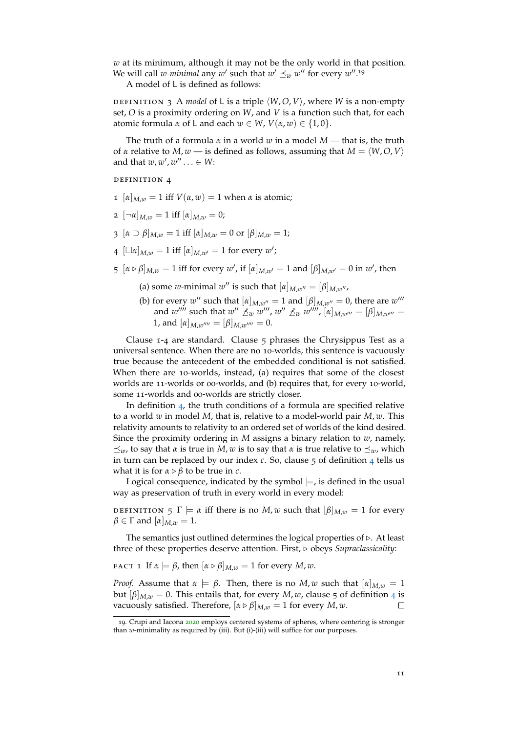$w$ at its minimum, although it may not be the only world in that position. We will call *$w$-minimal* any $w'$ such that $w' \preceq_w w''$ for every $w''$.[19]

A model of L is defined as follows:

DEFINITION 3 A *model* of L is a triple $\langle W, O, V \rangle$, where $W$ is a non-empty set, $O$ is a proximity ordering on $W$, and $V$ is a function such that, for each atomic formula $\alpha$ of L and each $w \in W$, $V(\alpha, w) \in \{1, 0\}$.

The truth of a formula $\alpha$ in a world $w$ in a model $M$ — that is, the truth of $\alpha$ relative to $M, w$ — is defined as follows, assuming that $M = \langle W, O, V \rangle$ and that $w, w', w'' \ldots \in W$:

DEFINITION 4

1 $[\alpha]_{M,w} = 1$ iff $V(\alpha, w) = 1$ when $\alpha$ is atomic;

2 $[\neg\alpha]_{M,w} = 1$ iff $[\alpha]_{M,w} = 0$;

3 $[\alpha \supset \beta]_{M,w} = 1$ iff $[\alpha]_{M,w} = 0$ or $[\beta]_{M,w} = 1$;

4 $[\Box\alpha]_{M,w} = 1$ iff $[\alpha]_{M,w'} = 1$ for every $w'$;

5 $[\alpha \rhd \beta]_{M,w} = 1$ iff for every $w'$, if $[\alpha]_{M,w'} = 1$ and $[\beta]_{M,w'} = 0$ in $w'$, then

   (a) some $w$-minimal $w''$ is such that $[\alpha]_{M,w''} = [\beta]_{M,w''}$,

   (b) for every $w''$ such that $[\alpha]_{M,w''} = 1$ and $[\beta]_{M,w''} = 0$, there are $w'''$ and $w''''$ such that $w'' \not\preceq_w w'''$, $w'' \not\preceq_w w''''$, $[\alpha]_{M,w'''} = [\beta]_{M,w'''} = 1$, and $[\alpha]_{M,w''''} = [\beta]_{M,w''''} = 0$.

Clause 1-4 are standard. Clause 5 phrases the Chrysippus Test as a universal sentence. When there are no 10-worlds, this sentence is vacuously true because the antecedent of the embedded conditional is not satisfied. When there are 10-worlds, instead, (a) requires that some of the closest worlds are 11-worlds or 00-worlds, and (b) requires that, for every 10-world, some 11-worlds and 00-worlds are strictly closer.

In definition 4, the truth conditions of a formula are specified relative to a world $w$ in model $M$, that is, relative to a model-world pair $M, w$. This relativity amounts to relativity to an ordered set of worlds of the kind desired. Since the proximity ordering in $M$ assigns a binary relation to $w$, namely, $\preceq_w$, to say that $\alpha$ is true in $M, w$ is to say that $\alpha$ is true relative to $\preceq_w$, which in turn can be replaced by our index $c$. So, clause 5 of definition 4 tells us what it is for $\alpha \rhd \beta$ to be true in $c$.

Logical consequence, indicated by the symbol $\models$, is defined in the usual way as preservation of truth in every world in every model:

DEFINITION 5 $\Gamma \models \alpha$ iff there is no $M, w$ such that $[\beta]_{M,w} = 1$ for every $\beta \in \Gamma$ and $[\alpha]_{M,w} = 1$.

The semantics just outlined determines the logical properties of $\rhd$. At least three of these properties deserve attention. First, $\rhd$ obeys *Supraclassicality*:

FACT 1 If $\alpha \models \beta$, then $[\alpha \rhd \beta]_{M,w} = 1$ for every $M, w$.

*Proof.* Assume that $\alpha \models \beta$. Then, there is no $M, w$ such that $[\alpha]_{M,w} = 1$ but $[\beta]_{M,w} = 0$. This entails that, for every $M, w$, clause 5 of definition 4 is vacuously satisfied. Therefore, $[\alpha \rhd \beta]_{M,w} = 1$ for every $M, w$. □

19. Crupi and Iacona 2020 employs centered systems of spheres, where centering is stronger than $w$-minimality as required by (iii). But (i)-(iii) will suffice for our purposes.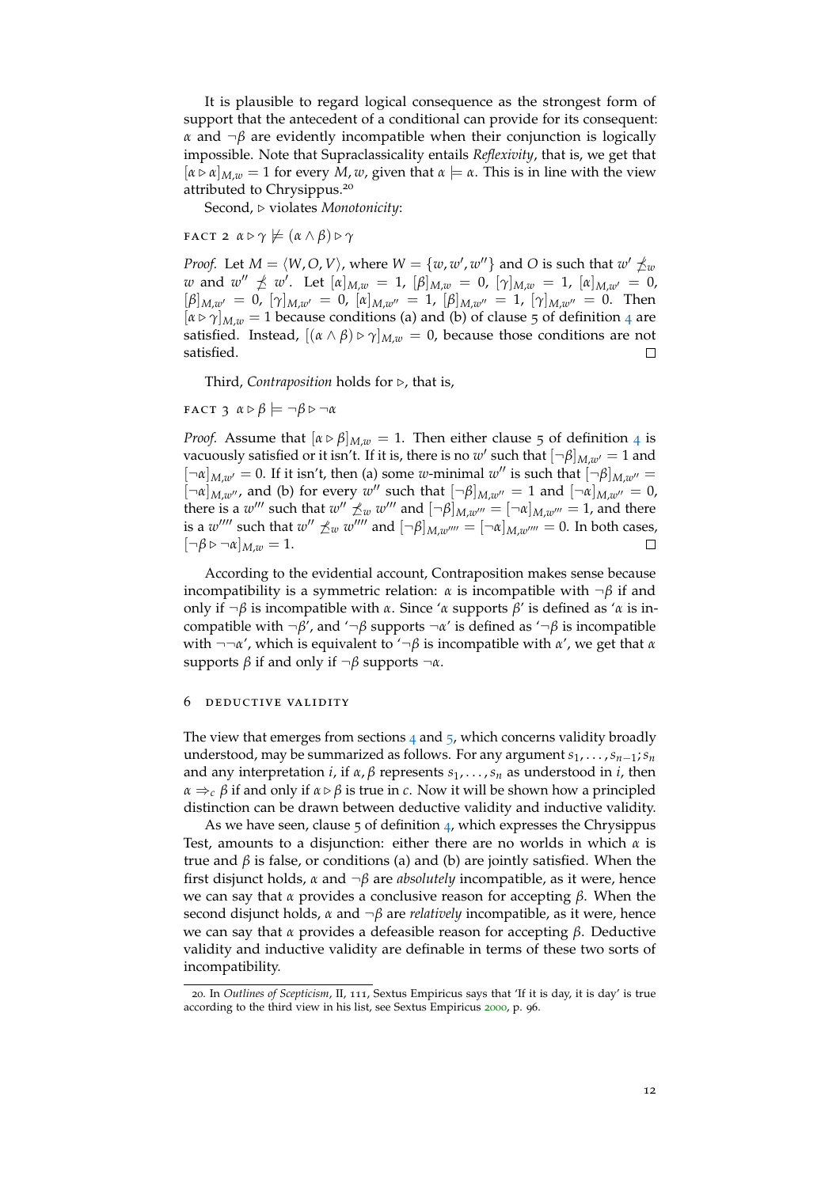It is plausible to regard logical consequence as the strongest form of support that the antecedent of a conditional can provide for its consequent: $\alpha$ and $\neg\beta$ are evidently incompatible when their conjunction is logically impossible. Note that Supraclassicality entails *Reflexivity*, that is, we get that $[\alpha \rhd \alpha]_{M,w} = 1$ for every $M, w$, given that $\alpha \models \alpha$. This is in line with the view attributed to Chrysippus.[20]

Second, $\rhd$ violates *Monotonicity*:

FACT 2 $\alpha \rhd \gamma \not\models (\alpha \wedge \beta) \rhd \gamma$

*Proof.* Let $M = \langle W, O, V\rangle$, where $W = \{w, w', w''\}$ and $O$ is such that $w' \not\preceq_w w$ and $w'' \not\preceq w'$. Let $[\alpha]_{M,w} = 1$, $[\beta]_{M,w} = 0$, $[\gamma]_{M,w} = 1$, $[\alpha]_{M,w'} = 0$, $[\beta]_{M,w'} = 0$, $[\gamma]_{M,w'} = 0$, $[\alpha]_{M,w''} = 1$, $[\beta]_{M,w''} = 1$, $[\gamma]_{M,w''} = 0$. Then $[\alpha \rhd \gamma]_{M,w} = 1$ because conditions (a) and (b) of clause 5 of definition 4 are satisfied. Instead, $[(\alpha \wedge \beta) \rhd \gamma]_{M,w} = 0$, because those conditions are not satisfied. □

Third, *Contraposition* holds for $\rhd$, that is,

FACT 3 $\alpha \rhd \beta \models \neg\beta \rhd \neg\alpha$

*Proof.* Assume that $[\alpha \rhd \beta]_{M,w} = 1$. Then either clause 5 of definition 4 is vacuously satisfied or it isn't. If it is, there is no $w'$ such that $[\neg\beta]_{M,w'} = 1$ and $[\neg\alpha]_{M,w'} = 0$. If it isn't, then (a) some $w$-minimal $w''$ is such that $[\neg\beta]_{M,w''} = [\neg\alpha]_{M,w''}$, and (b) for every $w''$ such that $[\neg\beta]_{M,w''} = 1$ and $[\neg\alpha]_{M,w''} = 0$, there is a $w'''$ such that $w'' \not\preceq_w w'''$ and $[\neg\beta]_{M,w'''} = [\neg\alpha]_{M,w'''} = 1$, and there is a $w''''$ such that $w'' \not\preceq_w w''''$ and $[\neg\beta]_{M,w''''} = [\neg\alpha]_{M,w''''} = 0$. In both cases, $[\neg\beta \rhd \neg\alpha]_{M,w} = 1$. □

According to the evidential account, Contraposition makes sense because incompatibility is a symmetric relation: $\alpha$ is incompatible with $\neg\beta$ if and only if $\neg\beta$ is incompatible with $\alpha$. Since '$\alpha$ supports $\beta$' is defined as '$\alpha$ is incompatible with $\neg\beta$', and '$\neg\beta$ supports $\neg\alpha$' is defined as '$\neg\beta$ is incompatible with $\neg\neg\alpha$', which is equivalent to '$\neg\beta$ is incompatible with $\alpha$', we get that $\alpha$ supports $\beta$ if and only if $\neg\beta$ supports $\neg\alpha$.

## 6 DEDUCTIVE VALIDITY

The view that emerges from sections 4 and 5, which concerns validity broadly understood, may be summarized as follows. For any argument $s_1, \ldots, s_{n-1}; s_n$ and any interpretation $i$, if $\alpha, \beta$ represents $s_1, \ldots, s_n$ as understood in $i$, then $\alpha \Rightarrow_c \beta$ if and only if $\alpha \rhd \beta$ is true in $c$. Now it will be shown how a principled distinction can be drawn between deductive validity and inductive validity.

As we have seen, clause 5 of definition 4, which expresses the Chrysippus Test, amounts to a disjunction: either there are no worlds in which $\alpha$ is true and $\beta$ is false, or conditions (a) and (b) are jointly satisfied. When the first disjunct holds, $\alpha$ and $\neg\beta$ are *absolutely* incompatible, as it were, hence we can say that $\alpha$ provides a conclusive reason for accepting $\beta$. When the second disjunct holds, $\alpha$ and $\neg\beta$ are *relatively* incompatible, as it were, hence we can say that $\alpha$ provides a defeasible reason for accepting $\beta$. Deductive validity and inductive validity are definable in terms of these two sorts of incompatibility.

20. In *Outlines of Scepticism*, II, 111, Sextus Empiricus says that 'If it is day, it is day' is true according to the third view in his list, see Sextus Empiricus 2000, p. 96.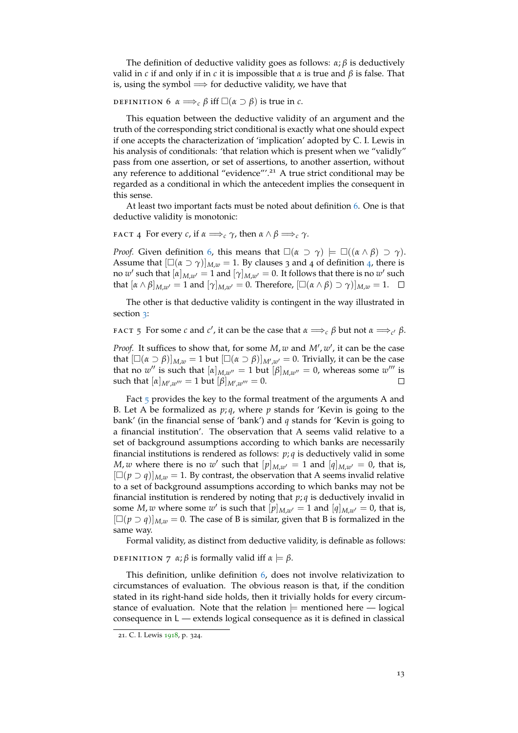The definition of deductive validity goes as follows: $\alpha; \beta$ is deductively valid in $c$ if and only if in $c$ it is impossible that $\alpha$ is true and $\beta$ is false. That is, using the symbol $\Longrightarrow$ for deductive validity, we have that

DEFINITION 6 $\alpha \Longrightarrow_c \beta$ iff $\Box(\alpha \supset \beta)$ is true in $c$.

This equation between the deductive validity of an argument and the truth of the corresponding strict conditional is exactly what one should expect if one accepts the characterization of 'implication' adopted by C. I. Lewis in his analysis of conditionals: 'that relation which is present when we "validly" pass from one assertion, or set of assertions, to another assertion, without any reference to additional "evidence"'.[21] A true strict conditional may be regarded as a conditional in which the antecedent implies the consequent in this sense.

At least two important facts must be noted about definition 6. One is that deductive validity is monotonic:

FACT 4 For every $c$, if $\alpha \Longrightarrow_c \gamma$, then $\alpha \wedge \beta \Longrightarrow_c \gamma$.

*Proof.* Given definition 6, this means that $\Box(\alpha \supset \gamma) \models \Box((\alpha \wedge \beta) \supset \gamma)$. Assume that $[\Box(\alpha \supset \gamma)]_{M,w} = 1$. By clauses 3 and 4 of definition 4, there is no $w'$ such that $[\alpha]_{M,w'} = 1$ and $[\gamma]_{M,w'} = 0$. It follows that there is no $w'$ such that $[\alpha \wedge \beta]_{M,w'} = 1$ and $[\gamma]_{M,w'} = 0$. Therefore, $[\Box((\alpha \wedge \beta) \supset \gamma)]_{M,w} = 1$. □

The other is that deductive validity is contingent in the way illustrated in section 3:

FACT 5 For some $c$ and $c'$, it can be the case that $\alpha \Longrightarrow_c \beta$ but not $\alpha \Longrightarrow_{c'} \beta$.

*Proof.* It suffices to show that, for some $M, w$ and $M', w'$, it can be the case that $[\Box(\alpha \supset \beta)]_{M,w} = 1$ but $[\Box(\alpha \supset \beta)]_{M',w'} = 0$. Trivially, it can be the case that no $w''$ is such that $[\alpha]_{M,w''} = 1$ but $[\beta]_{M,w''} = 0$, whereas some $w'''$ is such that $[\alpha]_{M',w'''} = 1$ but $[\beta]_{M',w'''} = 0$. □

Fact 5 provides the key to the formal treatment of the arguments A and B. Let A be formalized as $p; q$, where $p$ stands for 'Kevin is going to the bank' (in the financial sense of 'bank') and $q$ stands for 'Kevin is going to a financial institution'. The observation that A seems valid relative to a set of background assumptions according to which banks are necessarily financial institutions is rendered as follows: $p; q$ is deductively valid in some $M, w$ where there is no $w'$ such that $[p]_{M,w'} = 1$ and $[q]_{M,w'} = 0$, that is, $[\Box(p \supset q)]_{M,w} = 1$. By contrast, the observation that A seems invalid relative to a set of background assumptions according to which banks may not be financial institution is rendered by noting that $p; q$ is deductively invalid in some $M, w$ where some $w'$ is such that $[p]_{M,w'} = 1$ and $[q]_{M,w'} = 0$, that is, $[\Box(p \supset q)]_{M,w} = 0$. The case of B is similar, given that B is formalized in the same way.

Formal validity, as distinct from deductive validity, is definable as follows:

DEFINITION 7 $\alpha; \beta$ is formally valid iff $\alpha \models \beta$.

This definition, unlike definition 6, does not involve relativization to circumstances of evaluation. The obvious reason is that, if the condition stated in its right-hand side holds, then it trivially holds for every circumstance of evaluation. Note that the relation $\models$ mentioned here — logical consequence in L — extends logical consequence as it is defined in classical

21. C. I. Lewis 1918, p. 324.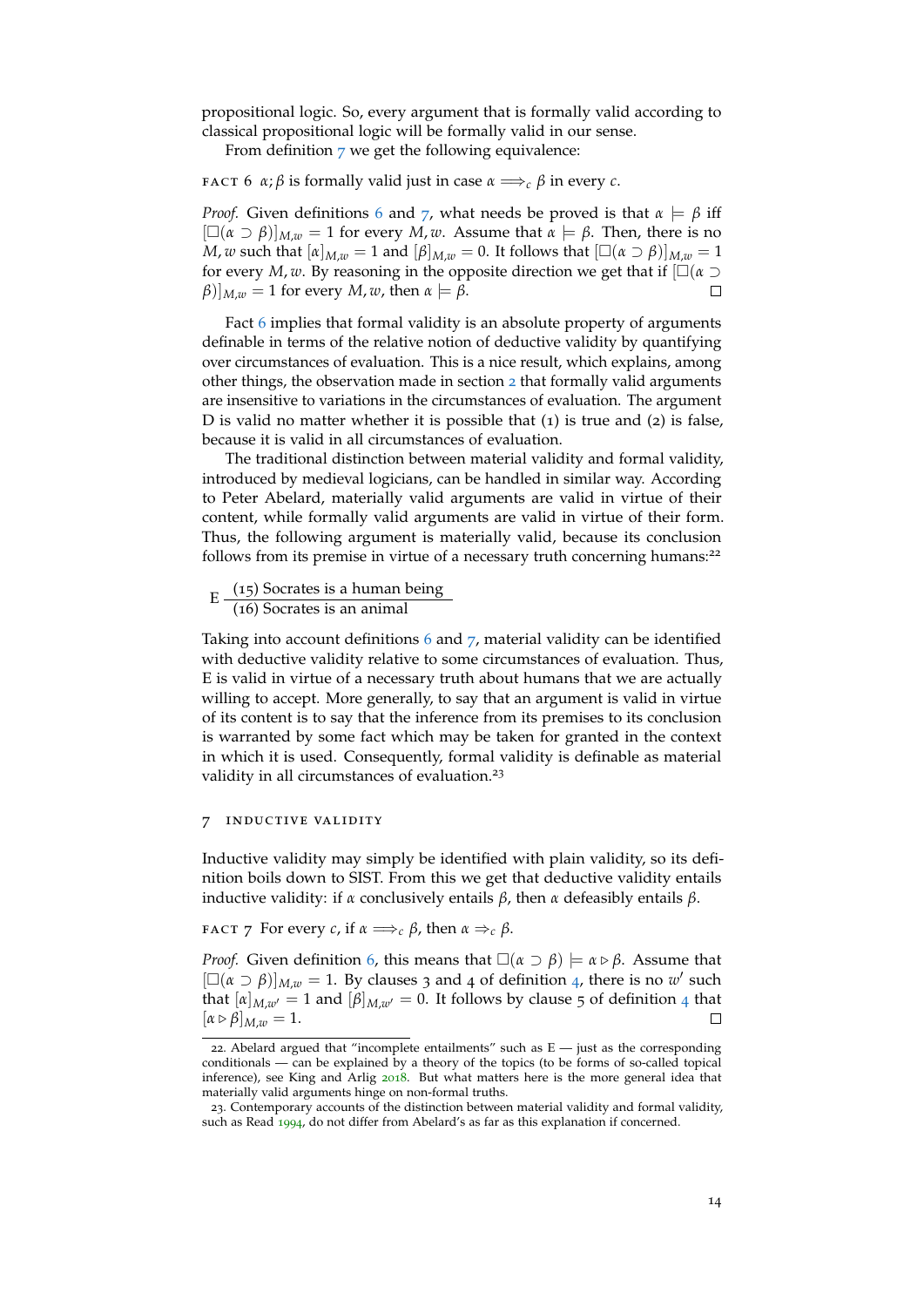propositional logic. So, every argument that is formally valid according to classical propositional logic will be formally valid in our sense.

From definition 7 we get the following equivalence:

FACT 6 $\alpha;\beta$ is formally valid just in case $\alpha \Longrightarrow_c \beta$ in every $c$.

*Proof.* Given definitions 6 and 7, what needs be proved is that $\alpha \models \beta$ iff $[\Box(\alpha \supset \beta)]_{M,w} = 1$ for every $M, w$. Assume that $\alpha \models \beta$. Then, there is no $M, w$ such that $[\alpha]_{M,w} = 1$ and $[\beta]_{M,w} = 0$. It follows that $[\Box(\alpha \supset \beta)]_{M,w} = 1$ for every $M, w$. By reasoning in the opposite direction we get that if $[\Box(\alpha \supset \beta)]_{M,w} = 1$ for every $M, w$, then $\alpha \models \beta$. □

Fact 6 implies that formal validity is an absolute property of arguments definable in terms of the relative notion of deductive validity by quantifying over circumstances of evaluation. This is a nice result, which explains, among other things, the observation made in section 2 that formally valid arguments are insensitive to variations in the circumstances of evaluation. The argument D is valid no matter whether it is possible that (1) is true and (2) is false, because it is valid in all circumstances of evaluation.

The traditional distinction between material validity and formal validity, introduced by medieval logicians, can be handled in similar way. According to Peter Abelard, materially valid arguments are valid in virtue of their content, while formally valid arguments are valid in virtue of their form. Thus, the following argument is materially valid, because its conclusion follows from its premise in virtue of a necessary truth concerning humans:[22]

E
(15) Socrates is a human being
———————————————
(16) Socrates is an animal

Taking into account definitions 6 and 7, material validity can be identified with deductive validity relative to some circumstances of evaluation. Thus, E is valid in virtue of a necessary truth about humans that we are actually willing to accept. More generally, to say that an argument is valid in virtue of its content is to say that the inference from its premises to its conclusion is warranted by some fact which may be taken for granted in the context in which it is used. Consequently, formal validity is definable as material validity in all circumstances of evaluation.[23]

## 7 INDUCTIVE VALIDITY

Inductive validity may simply be identified with plain validity, so its definition boils down to SIST. From this we get that deductive validity entails inductive validity: if $\alpha$ conclusively entails $\beta$, then $\alpha$ defeasibly entails $\beta$.

FACT 7 For every $c$, if $\alpha \Longrightarrow_c \beta$, then $\alpha \Rightarrow_c \beta$.

*Proof.* Given definition 6, this means that $\Box(\alpha \supset \beta) \models \alpha \triangleright \beta$. Assume that $[\Box(\alpha \supset \beta)]_{M,w} = 1$. By clauses 3 and 4 of definition 4, there is no $w'$ such that $[\alpha]_{M,w'} = 1$ and $[\beta]_{M,w'} = 0$. It follows by clause 5 of definition 4 that $[\alpha \triangleright \beta]_{M,w} = 1$. □

22. Abelard argued that "incomplete entailments" such as E — just as the corresponding conditionals — can be explained by a theory of the topics (to be forms of so-called topical inference), see King and Arlig 2018. But what matters here is the more general idea that materially valid arguments hinge on non-formal truths.

23. Contemporary accounts of the distinction between material validity and formal validity, such as Read 1994, do not differ from Abelard's as far as this explanation if concerned.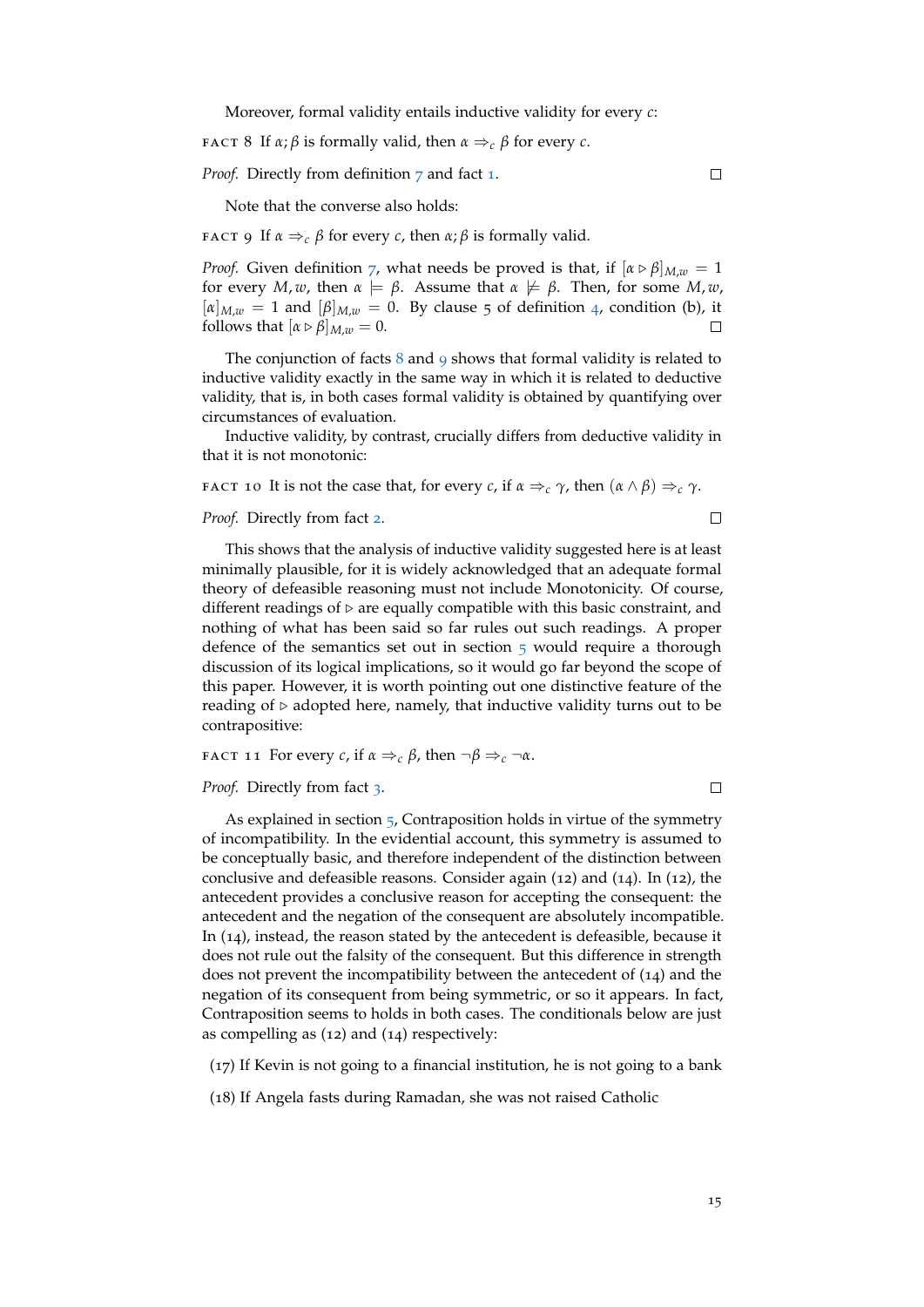Moreover, formal validity entails inductive validity for every $c$:

FACT 8 If $\alpha; \beta$ is formally valid, then $\alpha \Rightarrow_c \beta$ for every $c$.

*Proof.* Directly from definition 7 and fact 1. □

Note that the converse also holds:

FACT 9 If $\alpha \Rightarrow_c \beta$ for every $c$, then $\alpha; \beta$ is formally valid.

*Proof.* Given definition 7, what needs be proved is that, if $[\alpha \rhd \beta]_{M,w} = 1$ for every $M, w$, then $\alpha \models \beta$. Assume that $\alpha \not\models \beta$. Then, for some $M, w$, $[\alpha]_{M,w} = 1$ and $[\beta]_{M,w} = 0$. By clause 5 of definition 4, condition (b), it follows that $[\alpha \rhd \beta]_{M,w} = 0$. □

The conjunction of facts 8 and 9 shows that formal validity is related to inductive validity exactly in the same way in which it is related to deductive validity, that is, in both cases formal validity is obtained by quantifying over circumstances of evaluation.

Inductive validity, by contrast, crucially differs from deductive validity in that it is not monotonic:

FACT 10 It is not the case that, for every $c$, if $\alpha \Rightarrow_c \gamma$, then $(\alpha \wedge \beta) \Rightarrow_c \gamma$.

*Proof.* Directly from fact 2. □

This shows that the analysis of inductive validity suggested here is at least minimally plausible, for it is widely acknowledged that an adequate formal theory of defeasible reasoning must not include Monotonicity. Of course, different readings of $\rhd$ are equally compatible with this basic constraint, and nothing of what has been said so far rules out such readings. A proper defence of the semantics set out in section 5 would require a thorough discussion of its logical implications, so it would go far beyond the scope of this paper. However, it is worth pointing out one distinctive feature of the reading of $\rhd$ adopted here, namely, that inductive validity turns out to be contrapositive:

FACT 11 For every $c$, if $\alpha \Rightarrow_c \beta$, then $\neg\beta \Rightarrow_c \neg\alpha$.

*Proof.* Directly from fact 3. □

As explained in section 5, Contraposition holds in virtue of the symmetry of incompatibility. In the evidential account, this symmetry is assumed to be conceptually basic, and therefore independent of the distinction between conclusive and defeasible reasons. Consider again (12) and (14). In (12), the antecedent provides a conclusive reason for accepting the consequent: the antecedent and the negation of the consequent are absolutely incompatible. In (14), instead, the reason stated by the antecedent is defeasible, because it does not rule out the falsity of the consequent. But this difference in strength does not prevent the incompatibility between the antecedent of (14) and the negation of its consequent from being symmetric, or so it appears. In fact, Contraposition seems to holds in both cases. The conditionals below are just as compelling as (12) and (14) respectively:

(17) If Kevin is not going to a financial institution, he is not going to a bank

(18) If Angela fasts during Ramadan, she was not raised Catholic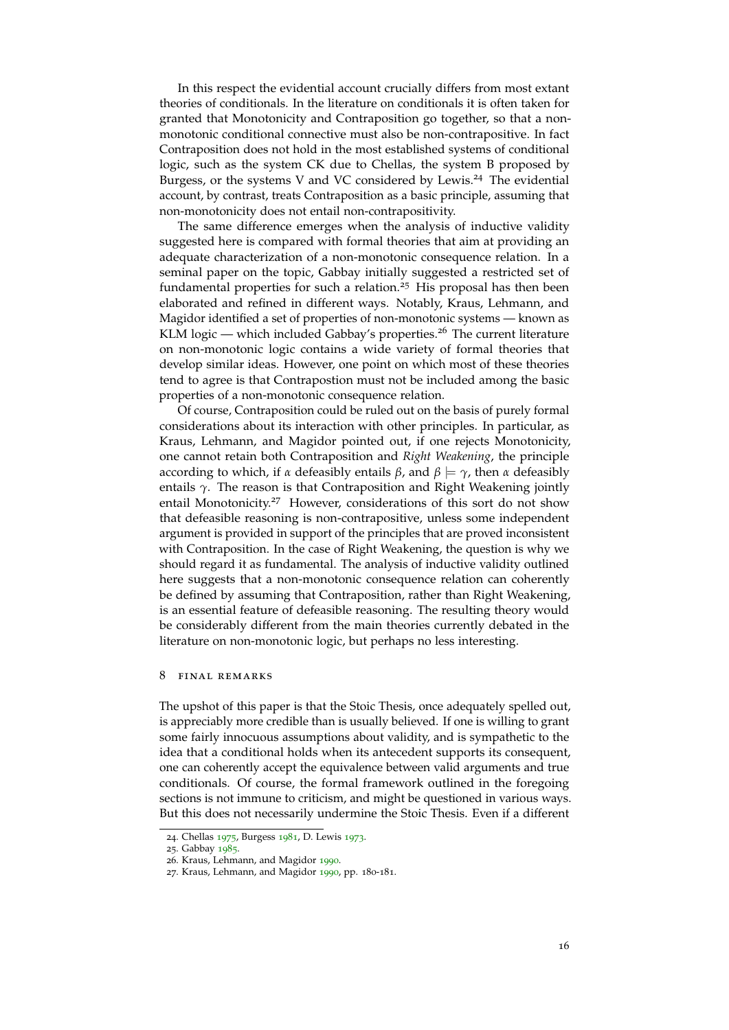In this respect the evidential account crucially differs from most extant theories of conditionals. In the literature on conditionals it is often taken for granted that Monotonicity and Contraposition go together, so that a non-monotonic conditional connective must also be non-contrapositive. In fact Contraposition does not hold in the most established systems of conditional logic, such as the system CK due to Chellas, the system B proposed by Burgess, or the systems V and VC considered by Lewis.[24] The evidential account, by contrast, treats Contraposition as a basic principle, assuming that non-monotonicity does not entail non-contrapositivity.

The same difference emerges when the analysis of inductive validity suggested here is compared with formal theories that aim at providing an adequate characterization of a non-monotonic consequence relation. In a seminal paper on the topic, Gabbay initially suggested a restricted set of fundamental properties for such a relation.[25] His proposal has then been elaborated and refined in different ways. Notably, Kraus, Lehmann, and Magidor identified a set of properties of non-monotonic systems — known as KLM logic — which included Gabbay's properties.[26] The current literature on non-monotonic logic contains a wide variety of formal theories that develop similar ideas. However, one point on which most of these theories tend to agree is that Contrapostion must not be included among the basic properties of a non-monotonic consequence relation.

Of course, Contraposition could be ruled out on the basis of purely formal considerations about its interaction with other principles. In particular, as Kraus, Lehmann, and Magidor pointed out, if one rejects Monotonicity, one cannot retain both Contraposition and *Right Weakening*, the principle according to which, if $\alpha$ defeasibly entails $\beta$, and $\beta \models \gamma$, then $\alpha$ defeasibly entails $\gamma$. The reason is that Contraposition and Right Weakening jointly entail Monotonicity.[27] However, considerations of this sort do not show that defeasible reasoning is non-contrapositive, unless some independent argument is provided in support of the principles that are proved inconsistent with Contraposition. In the case of Right Weakening, the question is why we should regard it as fundamental. The analysis of inductive validity outlined here suggests that a non-monotonic consequence relation can coherently be defined by assuming that Contraposition, rather than Right Weakening, is an essential feature of defeasible reasoning. The resulting theory would be considerably different from the main theories currently debated in the literature on non-monotonic logic, but perhaps no less interesting.

## 8 Final Remarks

The upshot of this paper is that the Stoic Thesis, once adequately spelled out, is appreciably more credible than is usually believed. If one is willing to grant some fairly innocuous assumptions about validity, and is sympathetic to the idea that a conditional holds when its antecedent supports its consequent, one can coherently accept the equivalence between valid arguments and true conditionals. Of course, the formal framework outlined in the foregoing sections is not immune to criticism, and might be questioned in various ways. But this does not necessarily undermine the Stoic Thesis. Even if a different

24. Chellas 1975, Burgess 1981, D. Lewis 1973.

25. Gabbay 1985.

26. Kraus, Lehmann, and Magidor 1990.

27. Kraus, Lehmann, and Magidor 1990, pp. 180-181.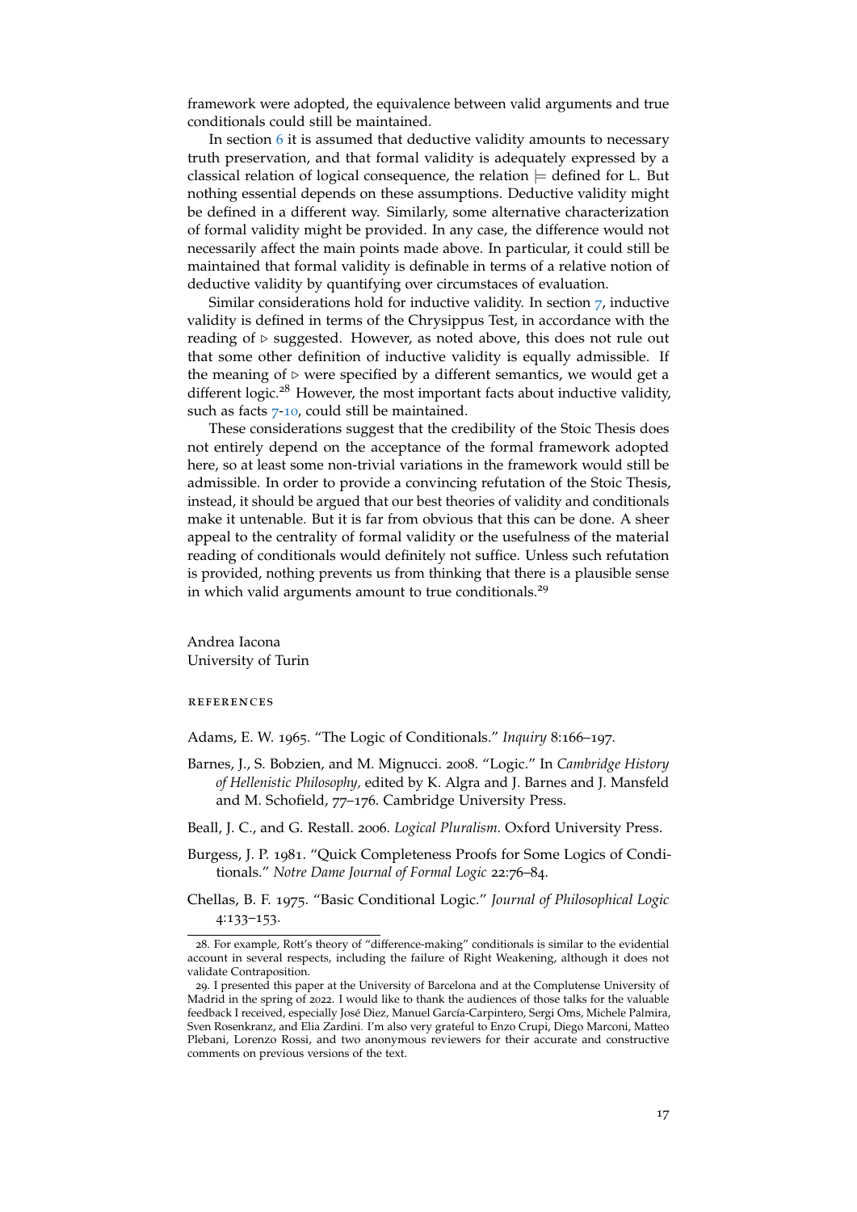framework were adopted, the equivalence between valid arguments and true conditionals could still be maintained.

In section 6 it is assumed that deductive validity amounts to necessary truth preservation, and that formal validity is adequately expressed by a classical relation of logical consequence, the relation $\models$ defined for L. But nothing essential depends on these assumptions. Deductive validity might be defined in a different way. Similarly, some alternative characterization of formal validity might be provided. In any case, the difference would not necessarily affect the main points made above. In particular, it could still be maintained that formal validity is definable in terms of a relative notion of deductive validity by quantifying over circumstaces of evaluation.

Similar considerations hold for inductive validity. In section 7, inductive validity is defined in terms of the Chrysippus Test, in accordance with the reading of $\triangleright$ suggested. However, as noted above, this does not rule out that some other definition of inductive validity is equally admissible. If the meaning of $\triangleright$ were specified by a different semantics, we would get a different logic.[28] However, the most important facts about inductive validity, such as facts 7-10, could still be maintained.

These considerations suggest that the credibility of the Stoic Thesis does not entirely depend on the acceptance of the formal framework adopted here, so at least some non-trivial variations in the framework would still be admissible. In order to provide a convincing refutation of the Stoic Thesis, instead, it should be argued that our best theories of validity and conditionals make it untenable. But it is far from obvious that this can be done. A sheer appeal to the centrality of formal validity or the usefulness of the material reading of conditionals would definitely not suffice. Unless such refutation is provided, nothing prevents us from thinking that there is a plausible sense in which valid arguments amount to true conditionals.[29]

Andrea Iacona
University of Turin

## References

Adams, E. W. 1965. "The Logic of Conditionals." *Inquiry* 8:166–197.

Barnes, J., S. Bobzien, and M. Mignucci. 2008. "Logic." In *Cambridge History of Hellenistic Philosophy,* edited by K. Algra and J. Barnes and J. Mansfeld and M. Schofield, 77–176. Cambridge University Press.

Beall, J. C., and G. Restall. 2006. *Logical Pluralism.* Oxford University Press.

Burgess, J. P. 1981. "Quick Completeness Proofs for Some Logics of Conditionals." *Notre Dame Journal of Formal Logic* 22:76–84.

Chellas, B. F. 1975. "Basic Conditional Logic." *Journal of Philosophical Logic* 4:133–153.

28. For example, Rott's theory of "difference-making" conditionals is similar to the evidential account in several respects, including the failure of Right Weakening, although it does not validate Contraposition.

29. I presented this paper at the University of Barcelona and at the Complutense University of Madrid in the spring of 2022. I would like to thank the audiences of those talks for the valuable feedback I received, especially José Diez, Manuel García-Carpintero, Sergi Oms, Michele Palmira, Sven Rosenkranz, and Elia Zardini. I'm also very grateful to Enzo Crupi, Diego Marconi, Matteo Plebani, Lorenzo Rossi, and two anonymous reviewers for their accurate and constructive comments on previous versions of the text.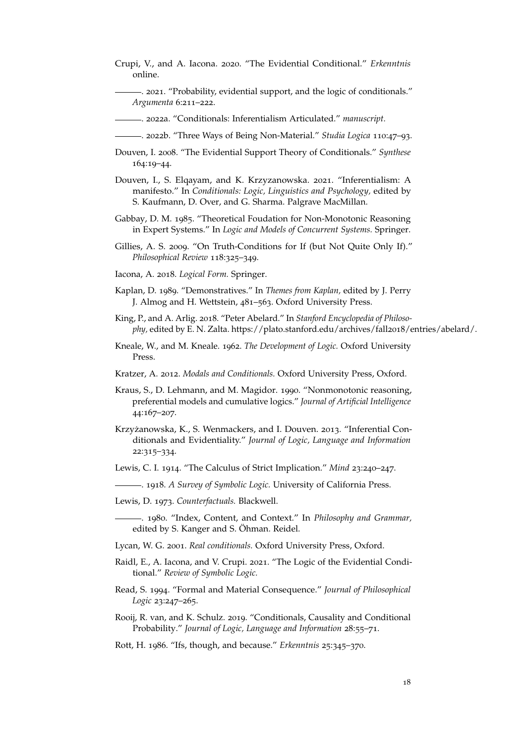Crupi, V., and A. Iacona. 2020. "The Evidential Conditional." *Erkenntnis* online.

———. 2021. "Probability, evidential support, and the logic of conditionals." *Argumenta* 6:211–222.

———. 2022a. "Conditionals: Inferentialism Articulated." *manuscript.*

———. 2022b. "Three Ways of Being Non-Material." *Studia Logica* 110:47–93.

Douven, I. 2008. "The Evidential Support Theory of Conditionals." *Synthese* 164:19–44.

Douven, I., S. Elqayam, and K. Krzyzanowska. 2021. "Inferentialism: A manifesto." In *Conditionals: Logic, Linguistics and Psychology,* edited by S. Kaufmann, D. Over, and G. Sharma. Palgrave MacMillan.

Gabbay, D. M. 1985. "Theoretical Foudation for Non-Monotonic Reasoning in Expert Systems." In *Logic and Models of Concurrent Systems.* Springer.

Gillies, A. S. 2009. "On Truth-Conditions for If (but Not Quite Only If)." *Philosophical Review* 118:325–349.

Iacona, A. 2018. *Logical Form.* Springer.

Kaplan, D. 1989. "Demonstratives." In *Themes from Kaplan,* edited by J. Perry J. Almog and H. Wettstein, 481–563. Oxford University Press.

King, P., and A. Arlig. 2018. "Peter Abelard." In *Stanford Encyclopedia of Philosophy,* edited by E. N. Zalta. https://plato.stanford.edu/archives/fall2018/entries/abelard/.

Kneale, W., and M. Kneale. 1962. *The Development of Logic.* Oxford University Press.

Kratzer, A. 2012. *Modals and Conditionals.* Oxford University Press, Oxford.

Kraus, S., D. Lehmann, and M. Magidor. 1990. "Nonmonotonic reasoning, preferential models and cumulative logics." *Journal of Artificial Intelligence* 44:167–207.

Krzyżanowska, K., S. Wenmackers, and I. Douven. 2013. "Inferential Conditionals and Evidentiality." *Journal of Logic, Language and Information* 22:315–334.

Lewis, C. I. 1914. "The Calculus of Strict Implication." *Mind* 23:240–247.

———. 1918. *A Survey of Symbolic Logic.* University of California Press.

Lewis, D. 1973. *Counterfactuals.* Blackwell.

———. 1980. "Index, Content, and Context." In *Philosophy and Grammar,* edited by S. Kanger and S. Öhman. Reidel.

Lycan, W. G. 2001. *Real conditionals.* Oxford University Press, Oxford.

Raidl, E., A. Iacona, and V. Crupi. 2021. "The Logic of the Evidential Conditional." *Review of Symbolic Logic.*

Read, S. 1994. "Formal and Material Consequence." *Journal of Philosophical Logic* 23:247–265.

Rooij, R. van, and K. Schulz. 2019. "Conditionals, Causality and Conditional Probability." *Journal of Logic, Language and Information* 28:55–71.

Rott, H. 1986. "Ifs, though, and because." *Erkenntnis* 25:345–370.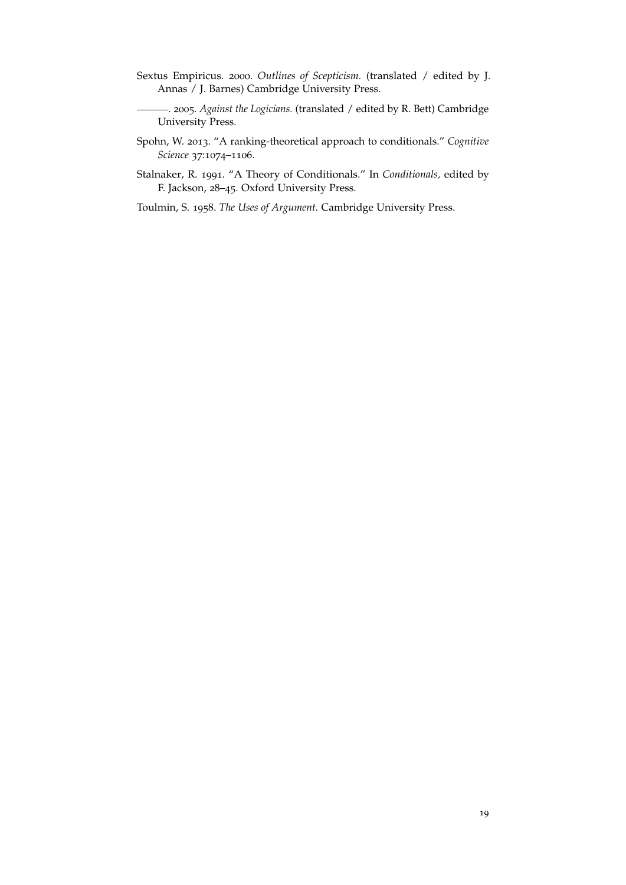Sextus Empiricus. 2000. *Outlines of Scepticism.* (translated / edited by J. Annas / J. Barnes) Cambridge University Press.

———. 2005. *Against the Logicians.* (translated / edited by R. Bett) Cambridge University Press.

Spohn, W. 2013. "A ranking-theoretical approach to conditionals." *Cognitive Science* 37:1074–1106.

Stalnaker, R. 1991. "A Theory of Conditionals." In *Conditionals*, edited by F. Jackson, 28–45. Oxford University Press.

Toulmin, S. 1958. *The Uses of Argument.* Cambridge University Press.